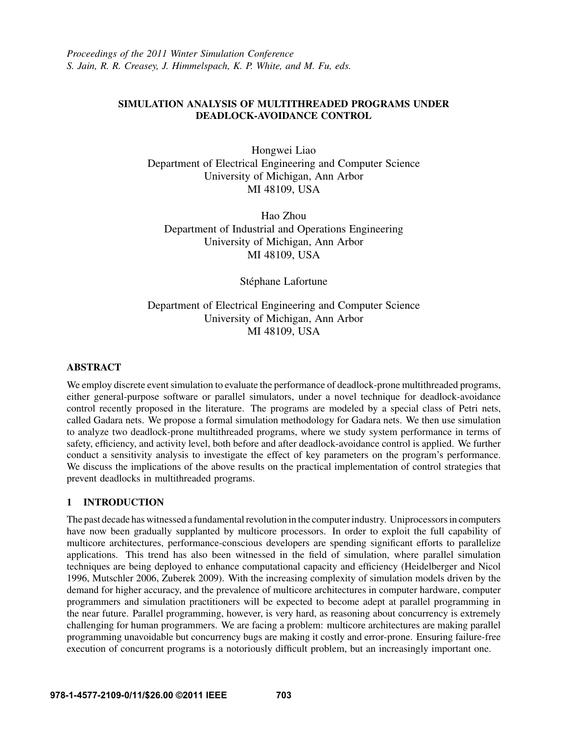*Proceedings of the 2011 Winter Simulation Conference*
*S. Jain, R. R. Creasey, J. Himmelspach, K. P. White, and M. Fu, eds.*

# SIMULATION ANALYSIS OF MULTITHREADED PROGRAMS UNDER DEADLOCK-AVOIDANCE CONTROL

Hongwei Liao
Department of Electrical Engineering and Computer Science
University of Michigan, Ann Arbor
MI 48109, USA

Hao Zhou
Department of Industrial and Operations Engineering
University of Michigan, Ann Arbor
MI 48109, USA

Stéphane Lafortune

Department of Electrical Engineering and Computer Science
University of Michigan, Ann Arbor
MI 48109, USA

## ABSTRACT

We employ discrete event simulation to evaluate the performance of deadlock-prone multithreaded programs, either general-purpose software or parallel simulators, under a novel technique for deadlock-avoidance control recently proposed in the literature. The programs are modeled by a special class of Petri nets, called Gadara nets. We propose a formal simulation methodology for Gadara nets. We then use simulation to analyze two deadlock-prone multithreaded programs, where we study system performance in terms of safety, efficiency, and activity level, both before and after deadlock-avoidance control is applied. We further conduct a sensitivity analysis to investigate the effect of key parameters on the program's performance. We discuss the implications of the above results on the practical implementation of control strategies that prevent deadlocks in multithreaded programs.

## 1 INTRODUCTION

The past decade has witnessed a fundamental revolution in the computer industry. Uniprocessors in computers have now been gradually supplanted by multicore processors. In order to exploit the full capability of multicore architectures, performance-conscious developers are spending significant efforts to parallelize applications. This trend has also been witnessed in the field of simulation, where parallel simulation techniques are being deployed to enhance computational capacity and efficiency (Heidelberger and Nicol 1996, Mutschler 2006, Zuberek 2009). With the increasing complexity of simulation models driven by the demand for higher accuracy, and the prevalence of multicore architectures in computer hardware, computer programmers and simulation practitioners will be expected to become adept at parallel programming in the near future. Parallel programming, however, is very hard, as reasoning about concurrency is extremely challenging for human programmers. We are facing a problem: multicore architectures are making parallel programming unavoidable but concurrency bugs are making it costly and error-prone. Ensuring failure-free execution of concurrent programs is a notoriously difficult problem, but an increasingly important one.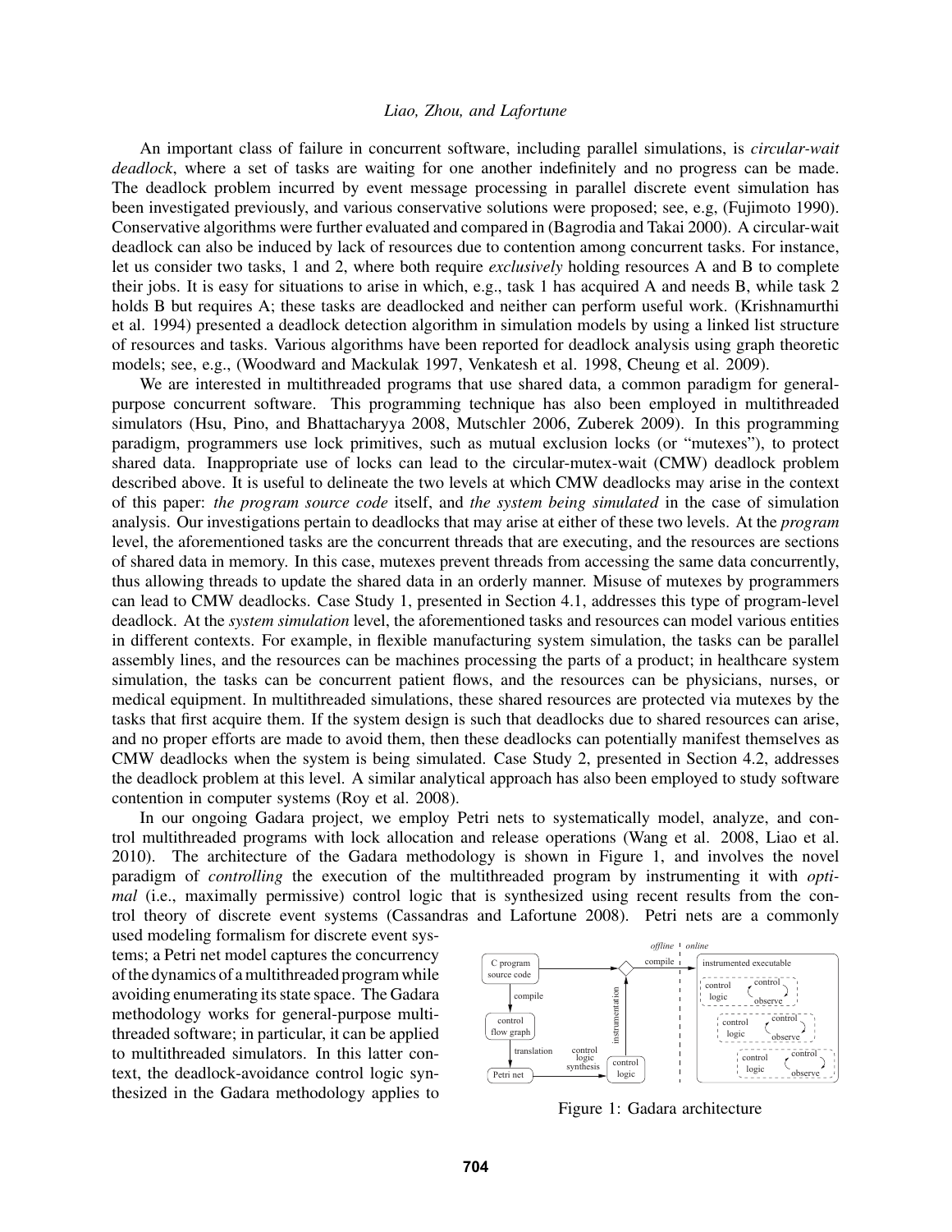An important class of failure in concurrent software, including parallel simulations, is *circular-wait deadlock*, where a set of tasks are waiting for one another indefinitely and no progress can be made. The deadlock problem incurred by event message processing in parallel discrete event simulation has been investigated previously, and various conservative solutions were proposed; see, e.g, (Fujimoto 1990). Conservative algorithms were further evaluated and compared in (Bagrodia and Takai 2000). A circular-wait deadlock can also be induced by lack of resources due to contention among concurrent tasks. For instance, let us consider two tasks, 1 and 2, where both require *exclusively* holding resources A and B to complete their jobs. It is easy for situations to arise in which, e.g., task 1 has acquired A and needs B, while task 2 holds B but requires A; these tasks are deadlocked and neither can perform useful work. (Krishnamurthi et al. 1994) presented a deadlock detection algorithm in simulation models by using a linked list structure of resources and tasks. Various algorithms have been reported for deadlock analysis using graph theoretic models; see, e.g., (Woodward and Mackulak 1997, Venkatesh et al. 1998, Cheung et al. 2009).

We are interested in multithreaded programs that use shared data, a common paradigm for general-purpose concurrent software. This programming technique has also been employed in multithreaded simulators (Hsu, Pino, and Bhattacharyya 2008, Mutschler 2006, Zuberek 2009). In this programming paradigm, programmers use lock primitives, such as mutual exclusion locks (or "mutexes"), to protect shared data. Inappropriate use of locks can lead to the circular-mutex-wait (CMW) deadlock problem described above. It is useful to delineate the two levels at which CMW deadlocks may arise in the context of this paper: *the program source code* itself, and *the system being simulated* in the case of simulation analysis. Our investigations pertain to deadlocks that may arise at either of these two levels. At the *program* level, the aforementioned tasks are the concurrent threads that are executing, and the resources are sections of shared data in memory. In this case, mutexes prevent threads from accessing the same data concurrently, thus allowing threads to update the shared data in an orderly manner. Misuse of mutexes by programmers can lead to CMW deadlocks. Case Study 1, presented in Section 4.1, addresses this type of program-level deadlock. At the *system simulation* level, the aforementioned tasks and resources can model various entities in different contexts. For example, in flexible manufacturing system simulation, the tasks can be parallel assembly lines, and the resources can be machines processing the parts of a product; in healthcare system simulation, the tasks can be concurrent patient flows, and the resources can be physicians, nurses, or medical equipment. In multithreaded simulations, these shared resources are protected via mutexes by the tasks that first acquire them. If the system design is such that deadlocks due to shared resources can arise, and no proper efforts are made to avoid them, then these deadlocks can potentially manifest themselves as CMW deadlocks when the system is being simulated. Case Study 2, presented in Section 4.2, addresses the deadlock problem at this level. A similar analytical approach has also been employed to study software contention in computer systems (Roy et al. 2008).

In our ongoing Gadara project, we employ Petri nets to systematically model, analyze, and control multithreaded programs with lock allocation and release operations (Wang et al. 2008, Liao et al. 2010). The architecture of the Gadara methodology is shown in Figure 1, and involves the novel paradigm of *controlling* the execution of the multithreaded program by instrumenting it with *optimal* (i.e., maximally permissive) control logic that is synthesized using recent results from the control theory of discrete event systems (Cassandras and Lafortune 2008). Petri nets are a commonly used modeling formalism for discrete event systems; a Petri net model captures the concurrency of the dynamics of a multithreaded program while avoiding enumerating its state space. The Gadara methodology works for general-purpose multithreaded software; in particular, it can be applied to multithreaded simulators. In this latter context, the deadlock-avoidance control logic synthesized in the Gadara methodology applies to

Figure 1: Gadara architecture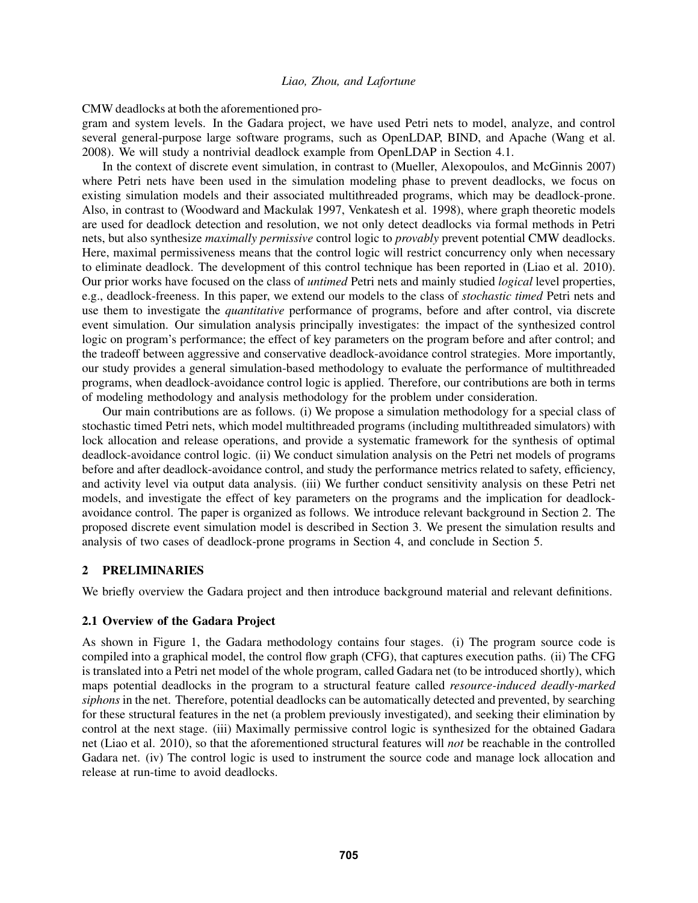CMW deadlocks at both the aforementioned program and system levels. In the Gadara project, we have used Petri nets to model, analyze, and control several general-purpose large software programs, such as OpenLDAP, BIND, and Apache (Wang et al. 2008). We will study a nontrivial deadlock example from OpenLDAP in Section 4.1.

In the context of discrete event simulation, in contrast to (Mueller, Alexopoulos, and McGinnis 2007) where Petri nets have been used in the simulation modeling phase to prevent deadlocks, we focus on existing simulation models and their associated multithreaded programs, which may be deadlock-prone. Also, in contrast to (Woodward and Mackulak 1997, Venkatesh et al. 1998), where graph theoretic models are used for deadlock detection and resolution, we not only detect deadlocks via formal methods in Petri nets, but also synthesize *maximally permissive* control logic to *provably* prevent potential CMW deadlocks. Here, maximal permissiveness means that the control logic will restrict concurrency only when necessary to eliminate deadlock. The development of this control technique has been reported in (Liao et al. 2010). Our prior works have focused on the class of *untimed* Petri nets and mainly studied *logical* level properties, e.g., deadlock-freeness. In this paper, we extend our models to the class of *stochastic timed* Petri nets and use them to investigate the *quantitative* performance of programs, before and after control, via discrete event simulation. Our simulation analysis principally investigates: the impact of the synthesized control logic on program's performance; the effect of key parameters on the program before and after control; and the tradeoff between aggressive and conservative deadlock-avoidance control strategies. More importantly, our study provides a general simulation-based methodology to evaluate the performance of multithreaded programs, when deadlock-avoidance control logic is applied. Therefore, our contributions are both in terms of modeling methodology and analysis methodology for the problem under consideration.

Our main contributions are as follows. (i) We propose a simulation methodology for a special class of stochastic timed Petri nets, which model multithreaded programs (including multithreaded simulators) with lock allocation and release operations, and provide a systematic framework for the synthesis of optimal deadlock-avoidance control logic. (ii) We conduct simulation analysis on the Petri net models of programs before and after deadlock-avoidance control, and study the performance metrics related to safety, efficiency, and activity level via output data analysis. (iii) We further conduct sensitivity analysis on these Petri net models, and investigate the effect of key parameters on the programs and the implication for deadlock-avoidance control. The paper is organized as follows. We introduce relevant background in Section 2. The proposed discrete event simulation model is described in Section 3. We present the simulation results and analysis of two cases of deadlock-prone programs in Section 4, and conclude in Section 5.

## 2 PRELIMINARIES

We briefly overview the Gadara project and then introduce background material and relevant definitions.

### 2.1 Overview of the Gadara Project

As shown in Figure 1, the Gadara methodology contains four stages. (i) The program source code is compiled into a graphical model, the control flow graph (CFG), that captures execution paths. (ii) The CFG is translated into a Petri net model of the whole program, called Gadara net (to be introduced shortly), which maps potential deadlocks in the program to a structural feature called *resource-induced deadly-marked siphons* in the net. Therefore, potential deadlocks can be automatically detected and prevented, by searching for these structural features in the net (a problem previously investigated), and seeking their elimination by control at the next stage. (iii) Maximally permissive control logic is synthesized for the obtained Gadara net (Liao et al. 2010), so that the aforementioned structural features will *not* be reachable in the controlled Gadara net. (iv) The control logic is used to instrument the source code and manage lock allocation and release at run-time to avoid deadlocks.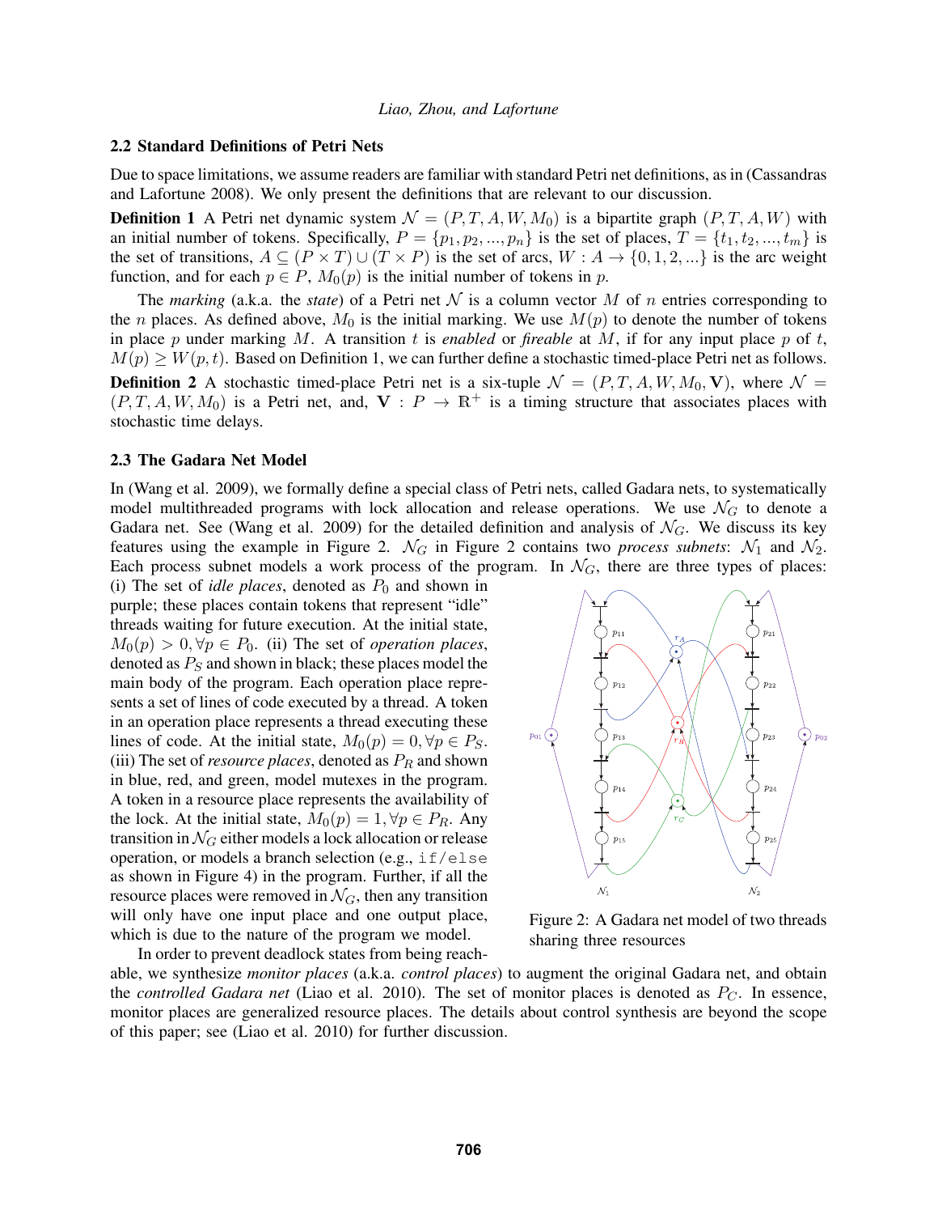### 2.2 Standard Definitions of Petri Nets

Due to space limitations, we assume readers are familiar with standard Petri net definitions, as in (Cassandras and Lafortune 2008). We only present the definitions that are relevant to our discussion.

**Definition 1** A Petri net dynamic system $\mathcal{N} = (P, T, A, W, M_0)$ is a bipartite graph $(P, T, A, W)$ with an initial number of tokens. Specifically, $P = \{p_1, p_2, ..., p_n\}$ is the set of places, $T = \{t_1, t_2, ..., t_m\}$ is the set of transitions, $A \subseteq (P \times T) \cup (T \times P)$ is the set of arcs, $W : A \to \{0, 1, 2, ...\}$ is the arc weight function, and for each $p \in P$, $M_0(p)$ is the initial number of tokens in $p$.

The *marking* (a.k.a. the *state*) of a Petri net $\mathcal{N}$ is a column vector $M$ of $n$ entries corresponding to the $n$ places. As defined above, $M_0$ is the initial marking. We use $M(p)$ to denote the number of tokens in place $p$ under marking $M$. A transition $t$ is *enabled* or *fireable* at $M$, if for any input place $p$ of $t$, $M(p) \geq W(p, t)$. Based on Definition 1, we can further define a stochastic timed-place Petri net as follows.

**Definition 2** A stochastic timed-place Petri net is a six-tuple $\mathcal{N} = (P, T, A, W, M_0, \mathbf{V})$, where $\mathcal{N} = (P, T, A, W, M_0)$ is a Petri net, and, $\mathbf{V} : P \to \mathbb{R}^+$ is a timing structure that associates places with stochastic time delays.

### 2.3 The Gadara Net Model

In (Wang et al. 2009), we formally define a special class of Petri nets, called Gadara nets, to systematically model multithreaded programs with lock allocation and release operations. We use $\mathcal{N}_G$ to denote a Gadara net. See (Wang et al. 2009) for the detailed definition and analysis of $\mathcal{N}_G$. We discuss its key features using the example in Figure 2. $\mathcal{N}_G$ in Figure 2 contains two *process subnets*: $\mathcal{N}_1$ and $\mathcal{N}_2$. Each process subnet models a work process of the program. In $\mathcal{N}_G$, there are three types of places: (i) The set of *idle places*, denoted as $P_0$ and shown in purple; these places contain tokens that represent "idle" threads waiting for future execution. At the initial state, $M_0(p) > 0, \forall p \in P_0$. (ii) The set of *operation places*, denoted as $P_S$ and shown in black; these places model the main body of the program. Each operation place represents a set of lines of code executed by a thread. A token in an operation place represents a thread executing these lines of code. At the initial state, $M_0(p) = 0, \forall p \in P_S$. (iii) The set of *resource places*, denoted as $P_R$ and shown in blue, red, and green, model mutexes in the program. A token in a resource place represents the availability of the lock. At the initial state, $M_0(p) = 1, \forall p \in P_R$. Any transition in $\mathcal{N}_G$ either models a lock allocation or release operation, or models a branch selection (e.g., `if/else` as shown in Figure 4) in the program. Further, if all the resource places were removed in $\mathcal{N}_G$, then any transition will only have one input place and one output place, which is due to the nature of the program we model.

Figure 2: A Gadara net model of two threads sharing three resources

In order to prevent deadlock states from being reachable, we synthesize *monitor places* (a.k.a. *control places*) to augment the original Gadara net, and obtain the *controlled Gadara net* (Liao et al. 2010). The set of monitor places is denoted as $P_C$. In essence, monitor places are generalized resource places. The details about control synthesis are beyond the scope of this paper; see (Liao et al. 2010) for further discussion.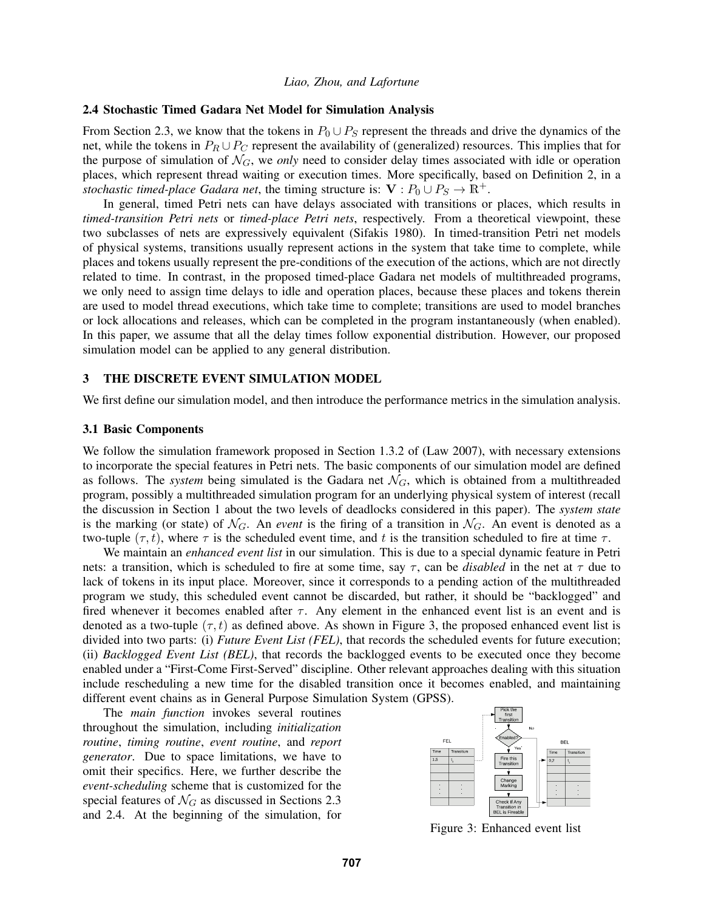### 2.4 Stochastic Timed Gadara Net Model for Simulation Analysis

From Section 2.3, we know that the tokens in $P_0 \cup P_S$ represent the threads and drive the dynamics of the net, while the tokens in $P_R \cup P_C$ represent the availability of (generalized) resources. This implies that for the purpose of simulation of $\mathcal{N}_G$, we *only* need to consider delay times associated with idle or operation places, which represent thread waiting or execution times. More specifically, based on Definition 2, in a *stochastic timed-place Gadara net*, the timing structure is: $\mathbf{V} : P_0 \cup P_S \rightarrow \mathbb{R}^+$.

In general, timed Petri nets can have delays associated with transitions or places, which results in *timed-transition Petri nets* or *timed-place Petri nets*, respectively. From a theoretical viewpoint, these two subclasses of nets are expressively equivalent (Sifakis 1980). In timed-transition Petri net models of physical systems, transitions usually represent actions in the system that take time to complete, while places and tokens usually represent the pre-conditions of the execution of the actions, which are not directly related to time. In contrast, in the proposed timed-place Gadara net models of multithreaded programs, we only need to assign time delays to idle and operation places, because these places and tokens therein are used to model thread executions, which take time to complete; transitions are used to model branches or lock allocations and releases, which can be completed in the program instantaneously (when enabled). In this paper, we assume that all the delay times follow exponential distribution. However, our proposed simulation model can be applied to any general distribution.

## 3 THE DISCRETE EVENT SIMULATION MODEL

We first define our simulation model, and then introduce the performance metrics in the simulation analysis.

### 3.1 Basic Components

We follow the simulation framework proposed in Section 1.3.2 of (Law 2007), with necessary extensions to incorporate the special features in Petri nets. The basic components of our simulation model are defined as follows. The *system* being simulated is the Gadara net $\mathcal{N}_G$, which is obtained from a multithreaded program, possibly a multithreaded simulation program for an underlying physical system of interest (recall the discussion in Section 1 about the two levels of deadlocks considered in this paper). The *system state* is the marking (or state) of $\mathcal{N}_G$. An *event* is the firing of a transition in $\mathcal{N}_G$. An event is denoted as a two-tuple $(\tau, t)$, where $\tau$ is the scheduled event time, and $t$ is the transition scheduled to fire at time $\tau$.

We maintain an *enhanced event list* in our simulation. This is due to a special dynamic feature in Petri nets: a transition, which is scheduled to fire at some time, say $\tau$, can be *disabled* in the net at $\tau$ due to lack of tokens in its input place. Moreover, since it corresponds to a pending action of the multithreaded program we study, this scheduled event cannot be discarded, but rather, it should be "backlogged" and fired whenever it becomes enabled after $\tau$. Any element in the enhanced event list is an event and is denoted as a two-tuple $(\tau, t)$ as defined above. As shown in Figure 3, the proposed enhanced event list is divided into two parts: (i) *Future Event List (FEL)*, that records the scheduled events for future execution; (ii) *Backlogged Event List (BEL)*, that records the backlogged events to be executed once they become enabled under a "First-Come First-Served" discipline. Other relevant approaches dealing with this situation include rescheduling a new time for the disabled transition once it becomes enabled, and maintaining different event chains as in General Purpose Simulation System (GPSS).

The *main function* invokes several routines throughout the simulation, including *initialization routine*, *timing routine*, *event routine*, and *report generator*. Due to space limitations, we have to omit their specifics. Here, we further describe the *event-scheduling* scheme that is customized for the special features of $\mathcal{N}_G$ as discussed in Sections 2.3 and 2.4. At the beginning of the simulation, for

Figure 3: Enhanced event list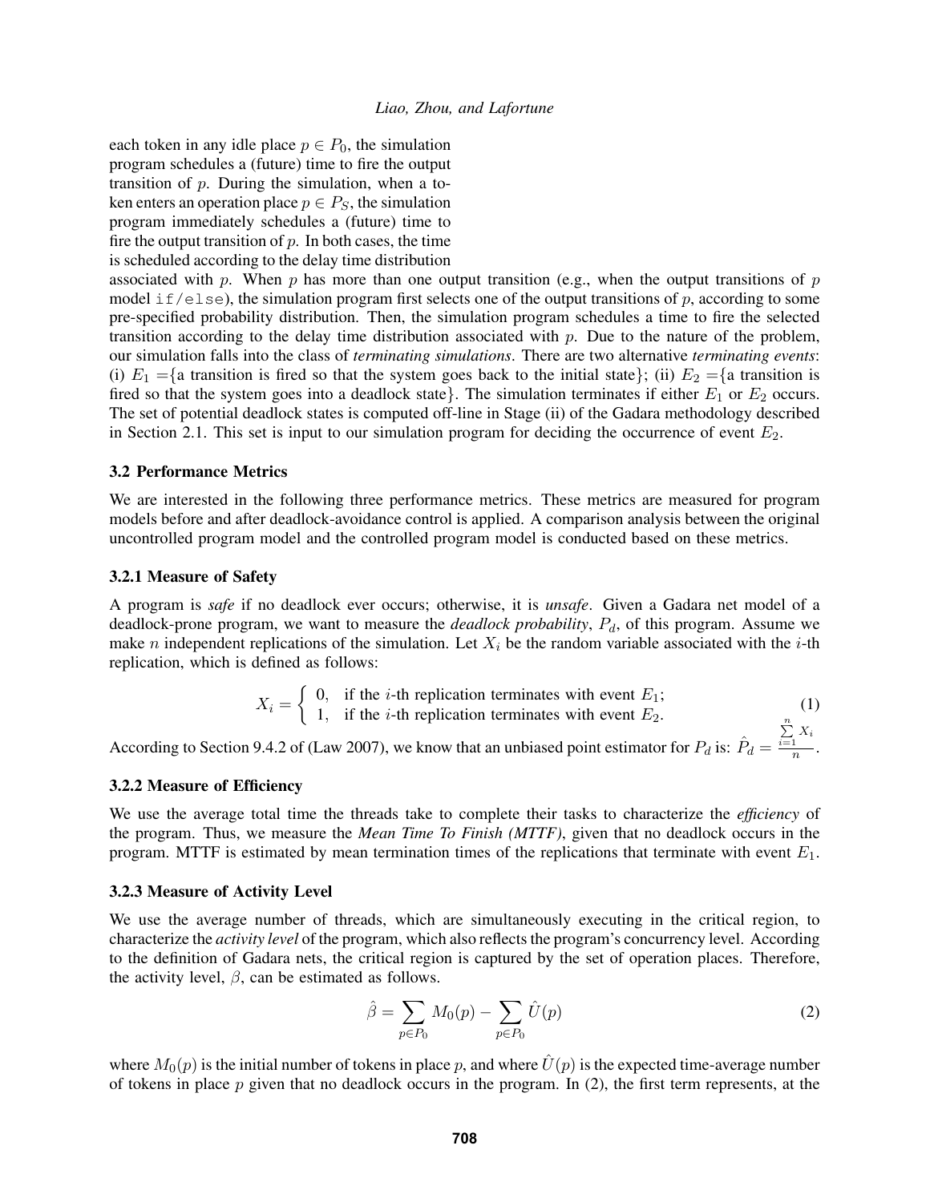each token in any idle place $p \in P_0$, the simulation program schedules a (future) time to fire the output transition of $p$. During the simulation, when a token enters an operation place $p \in P_S$, the simulation program immediately schedules a (future) time to fire the output transition of $p$. In both cases, the time is scheduled according to the delay time distribution associated with $p$. When $p$ has more than one output transition (e.g., when the output transitions of $p$ model `if/else`), the simulation program first selects one of the output transitions of $p$, according to some pre-specified probability distribution. Then, the simulation program schedules a time to fire the selected transition according to the delay time distribution associated with $p$. Due to the nature of the problem, our simulation falls into the class of *terminating simulations*. There are two alternative *terminating events*: (i) $E_1$ ={a transition is fired so that the system goes back to the initial state}; (ii) $E_2$ ={a transition is fired so that the system goes into a deadlock state}. The simulation terminates if either $E_1$ or $E_2$ occurs. The set of potential deadlock states is computed off-line in Stage (ii) of the Gadara methodology described in Section 2.1. This set is input to our simulation program for deciding the occurrence of event $E_2$.

### 3.2 Performance Metrics

We are interested in the following three performance metrics. These metrics are measured for program models before and after deadlock-avoidance control is applied. A comparison analysis between the original uncontrolled program model and the controlled program model is conducted based on these metrics.

#### 3.2.1 Measure of Safety

A program is *safe* if no deadlock ever occurs; otherwise, it is *unsafe*. Given a Gadara net model of a deadlock-prone program, we want to measure the *deadlock probability*, $P_d$, of this program. Assume we make $n$ independent replications of the simulation. Let $X_i$ be the random variable associated with the $i$-th replication, which is defined as follows:

$$X_i = \begin{cases} 0, & \text{if the } i\text{-th replication terminates with event } E_1; \\ 1, & \text{if the } i\text{-th replication terminates with event } E_2. \end{cases} \tag{1}$$

According to Section 9.4.2 of (Law 2007), we know that an unbiased point estimator for $P_d$ is: $\hat{P}_d = \frac{\sum_{i=1}^{n} X_i}{n}$.

#### 3.2.2 Measure of Efficiency

We use the average total time the threads take to complete their tasks to characterize the *efficiency* of the program. Thus, we measure the *Mean Time To Finish (MTTF)*, given that no deadlock occurs in the program. MTTF is estimated by mean termination times of the replications that terminate with event $E_1$.

#### 3.2.3 Measure of Activity Level

We use the average number of threads, which are simultaneously executing in the critical region, to characterize the *activity level* of the program, which also reflects the program's concurrency level. According to the definition of Gadara nets, the critical region is captured by the set of operation places. Therefore, the activity level, $\beta$, can be estimated as follows.

$$\hat{\beta} = \sum_{p \in P_0} M_0(p) - \sum_{p \in P_0} \hat{U}(p) \tag{2}$$

where $M_0(p)$ is the initial number of tokens in place $p$, and where $\hat{U}(p)$ is the expected time-average number of tokens in place $p$ given that no deadlock occurs in the program. In (2), the first term represents, at the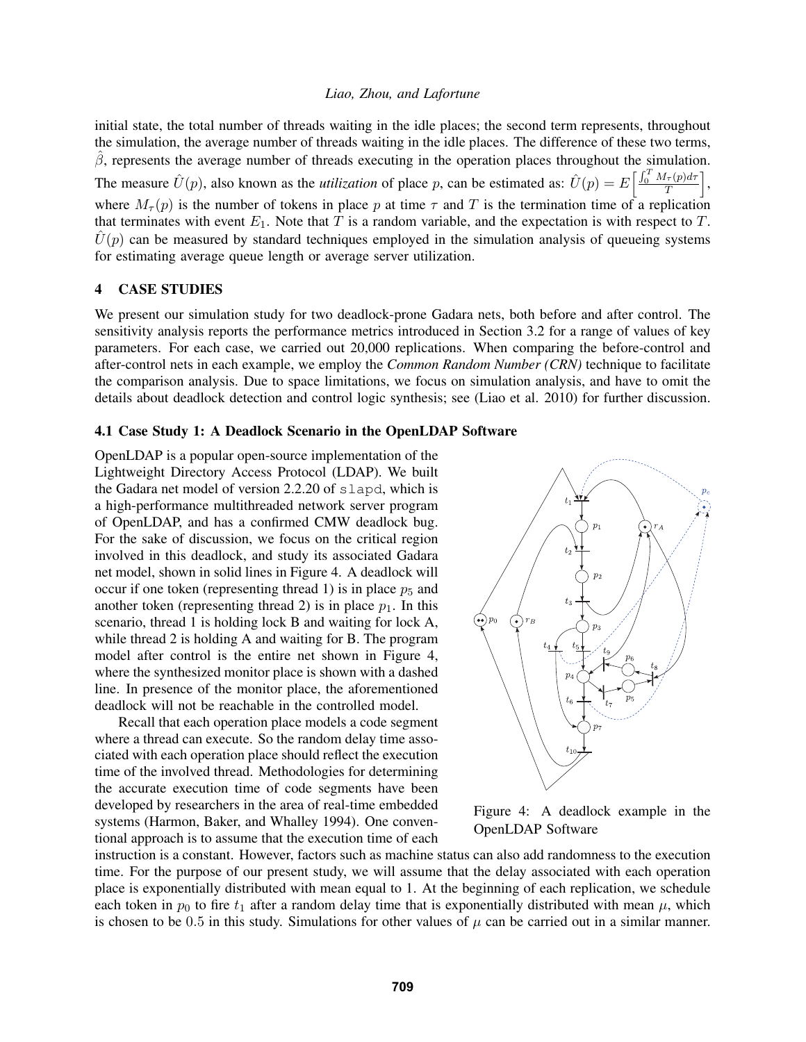initial state, the total number of threads waiting in the idle places; the second term represents, throughout the simulation, the average number of threads waiting in the idle places. The difference of these two terms, $\hat{\beta}$, represents the average number of threads executing in the operation places throughout the simulation. The measure $\hat{U}(p)$, also known as the *utilization* of place $p$, can be estimated as: $\hat{U}(p) = E\left[\frac{\int_0^T M_\tau(p)d\tau}{T}\right]$, where $M_\tau(p)$ is the number of tokens in place $p$ at time $\tau$ and $T$ is the termination time of a replication that terminates with event $E_1$. Note that $T$ is a random variable, and the expectation is with respect to $T$. $\hat{U}(p)$ can be measured by standard techniques employed in the simulation analysis of queueing systems for estimating average queue length or average server utilization.

## 4 CASE STUDIES

We present our simulation study for two deadlock-prone Gadara nets, both before and after control. The sensitivity analysis reports the performance metrics introduced in Section 3.2 for a range of values of key parameters. For each case, we carried out 20,000 replications. When comparing the before-control and after-control nets in each example, we employ the *Common Random Number (CRN)* technique to facilitate the comparison analysis. Due to space limitations, we focus on simulation analysis, and have to omit the details about deadlock detection and control logic synthesis; see (Liao et al. 2010) for further discussion.

### 4.1 Case Study 1: A Deadlock Scenario in the OpenLDAP Software

OpenLDAP is a popular open-source implementation of the Lightweight Directory Access Protocol (LDAP). We built the Gadara net model of version 2.2.20 of `slapd`, which is a high-performance multithreaded network server program of OpenLDAP, and has a confirmed CMW deadlock bug. For the sake of discussion, we focus on the critical region involved in this deadlock, and study its associated Gadara net model, shown in solid lines in Figure 4. A deadlock will occur if one token (representing thread 1) is in place $p_5$ and another token (representing thread 2) is in place $p_1$. In this scenario, thread 1 is holding lock B and waiting for lock A, while thread 2 is holding A and waiting for B. The program model after control is the entire net shown in Figure 4, where the synthesized monitor place is shown with a dashed line. In presence of the monitor place, the aforementioned deadlock will not be reachable in the controlled model.

Figure 4: A deadlock example in the OpenLDAP Software

Recall that each operation place models a code segment where a thread can execute. So the random delay time associated with each operation place should reflect the execution time of the involved thread. Methodologies for determining the accurate execution time of code segments have been developed by researchers in the area of real-time embedded systems (Harmon, Baker, and Whalley 1994). One conventional approach is to assume that the execution time of each instruction is a constant. However, factors such as machine status can also add randomness to the execution time. For the purpose of our present study, we will assume that the delay associated with each operation place is exponentially distributed with mean equal to 1. At the beginning of each replication, we schedule each token in $p_0$ to fire $t_1$ after a random delay time that is exponentially distributed with mean $\mu$, which is chosen to be 0.5 in this study. Simulations for other values of $\mu$ can be carried out in a similar manner.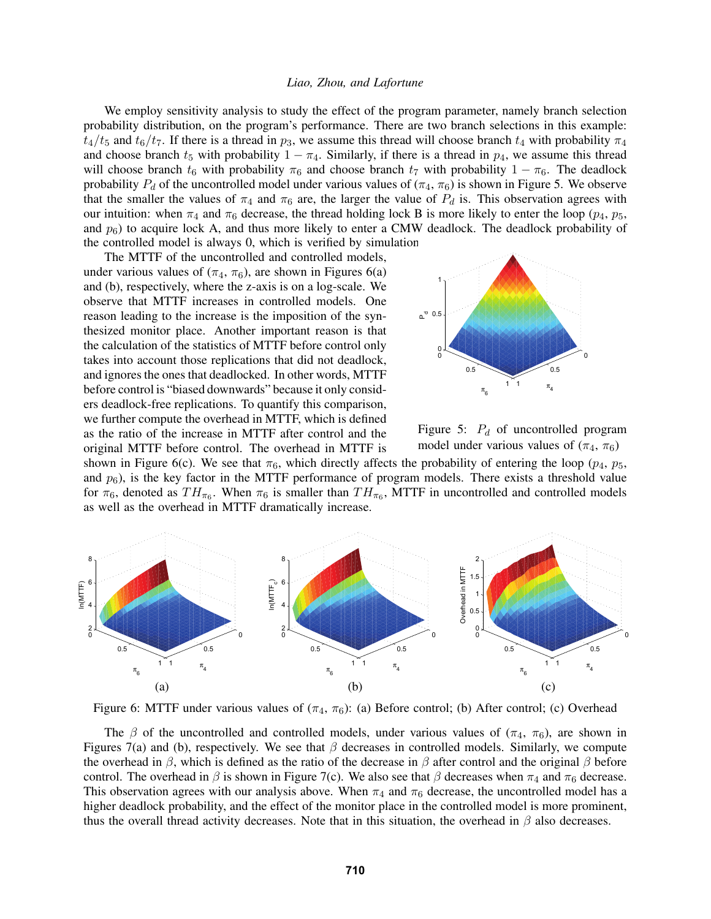We employ sensitivity analysis to study the effect of the program parameter, namely branch selection probability distribution, on the program's performance. There are two branch selections in this example: $t_4/t_5$ and $t_6/t_7$. If there is a thread in $p_3$, we assume this thread will choose branch $t_4$ with probability $\pi_4$ and choose branch $t_5$ with probability $1 - \pi_4$. Similarly, if there is a thread in $p_4$, we assume this thread will choose branch $t_6$ with probability $\pi_6$ and choose branch $t_7$ with probability $1 - \pi_6$. The deadlock probability $P_d$ of the uncontrolled model under various values of ($\pi_4$, $\pi_6$) is shown in Figure 5. We observe that the smaller the values of $\pi_4$ and $\pi_6$ are, the larger the value of $P_d$ is. This observation agrees with our intuition: when $\pi_4$ and $\pi_6$ decrease, the thread holding lock B is more likely to enter the loop ($p_4$, $p_5$, and $p_6$) to acquire lock A, and thus more likely to enter a CMW deadlock. The deadlock probability of the controlled model is always 0, which is verified by simulation.

The MTTF of the uncontrolled and controlled models, under various values of ($\pi_4$, $\pi_6$), are shown in Figures 6(a) and (b), respectively, where the z-axis is on a log-scale. We observe that MTTF increases in controlled models. One reason leading to the increase is the imposition of the synthesized monitor place. Another important reason is that the calculation of the statistics of MTTF before control only takes into account those replications that did not deadlock, and ignores the ones that deadlocked. In other words, MTTF before control is "biased downwards" because it only considers deadlock-free replications. To quantify this comparison, we further compute the overhead in MTTF, which is defined as the ratio of the increase in MTTF after control and the original MTTF before control. The overhead in MTTF is shown in Figure 6(c). We see that $\pi_6$, which directly affects the probability of entering the loop ($p_4$, $p_5$, and $p_6$), is the key factor in the MTTF performance of program models. There exists a threshold value for $\pi_6$, denoted as $TH_{\pi_6}$. When $\pi_6$ is smaller than $TH_{\pi_6}$, MTTF in uncontrolled and controlled models as well as the overhead in MTTF dramatically increase.

Figure 5: $P_d$ of uncontrolled program model under various values of ($\pi_4$, $\pi_6$)

Figure 6: MTTF under various values of ($\pi_4$, $\pi_6$): (a) Before control; (b) After control; (c) Overhead

The $\beta$ of the uncontrolled and controlled models, under various values of ($\pi_4$, $\pi_6$), are shown in Figures 7(a) and (b), respectively. We see that $\beta$ decreases in controlled models. Similarly, we compute the overhead in $\beta$, which is defined as the ratio of the decrease in $\beta$ after control and the original $\beta$ before control. The overhead in $\beta$ is shown in Figure 7(c). We also see that $\beta$ decreases when $\pi_4$ and $\pi_6$ decrease. This observation agrees with our analysis above. When $\pi_4$ and $\pi_6$ decrease, the uncontrolled model has a higher deadlock probability, and the effect of the monitor place in the controlled model is more prominent, thus the overall thread activity decreases. Note that in this situation, the overhead in $\beta$ also decreases.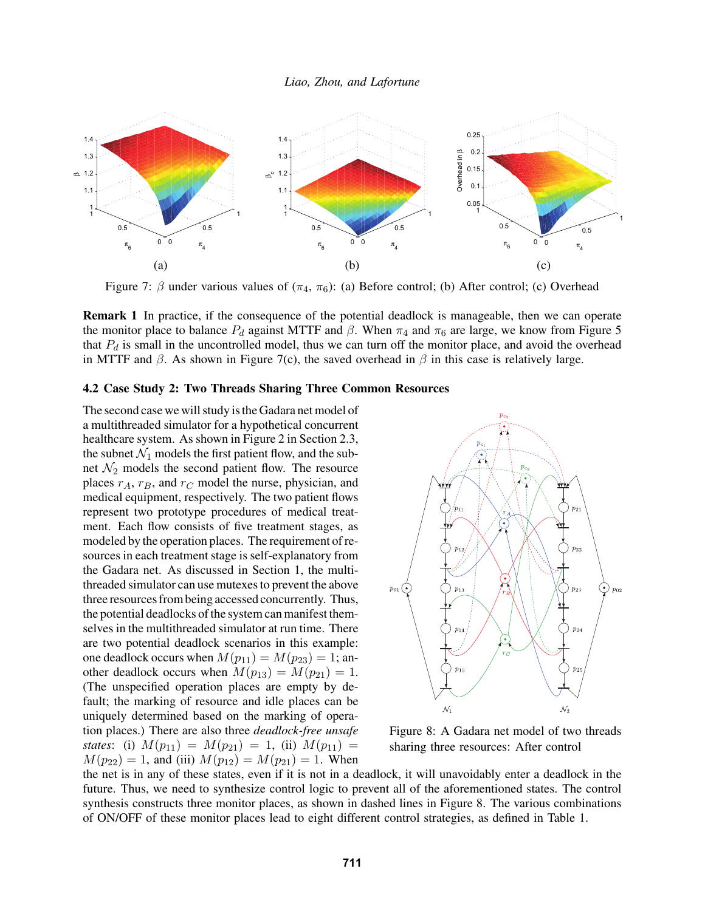Figure 7: $\beta$ under various values of ($\pi_4$, $\pi_6$): (a) Before control; (b) After control; (c) Overhead

**Remark 1** In practice, if the consequence of the potential deadlock is manageable, then we can operate the monitor place to balance $P_d$ against MTTF and $\beta$. When $\pi_4$ and $\pi_6$ are large, we know from Figure 5 that $P_d$ is small in the uncontrolled model, thus we can turn off the monitor place, and avoid the overhead in MTTF and $\beta$. As shown in Figure 7(c), the saved overhead in $\beta$ in this case is relatively large.

### 4.2 Case Study 2: Two Threads Sharing Three Common Resources

The second case we will study is the Gadara net model of a multithreaded simulator for a hypothetical concurrent healthcare system. As shown in Figure 2 in Section 2.3, the subnet $\mathcal{N}_1$ models the first patient flow, and the subnet $\mathcal{N}_2$ models the second patient flow. The resource places $r_A$, $r_B$, and $r_C$ model the nurse, physician, and medical equipment, respectively. The two patient flows represent two prototype procedures of medical treatment. Each flow consists of five treatment stages, as modeled by the operation places. The requirement of resources in each treatment stage is self-explanatory from the Gadara net. As discussed in Section 1, the multithreaded simulator can use mutexes to prevent the above three resources from being accessed concurrently. Thus, the potential deadlocks of the system can manifest themselves in the multithreaded simulator at run time. There are two potential deadlock scenarios in this example: one deadlock occurs when $M(p_{11}) = M(p_{23}) = 1$; another deadlock occurs when $M(p_{13}) = M(p_{21}) = 1$. (The unspecified operation places are empty by default; the marking of resource and idle places can be uniquely determined based on the marking of operation places.) There are also three *deadlock-free unsafe states*: (i) $M(p_{11}) = M(p_{21}) = 1$, (ii) $M(p_{11}) = M(p_{22}) = 1$, and (iii) $M(p_{12}) = M(p_{21}) = 1$. When the net is in any of these states, even if it is not in a deadlock, it will unavoidably enter a deadlock in the future. Thus, we need to synthesize control logic to prevent all of the aforementioned states. The control synthesis constructs three monitor places, as shown in dashed lines in Figure 8. The various combinations of ON/OFF of these monitor places lead to eight different control strategies, as defined in Table 1.

Figure 8: A Gadara net model of two threads sharing three resources: After control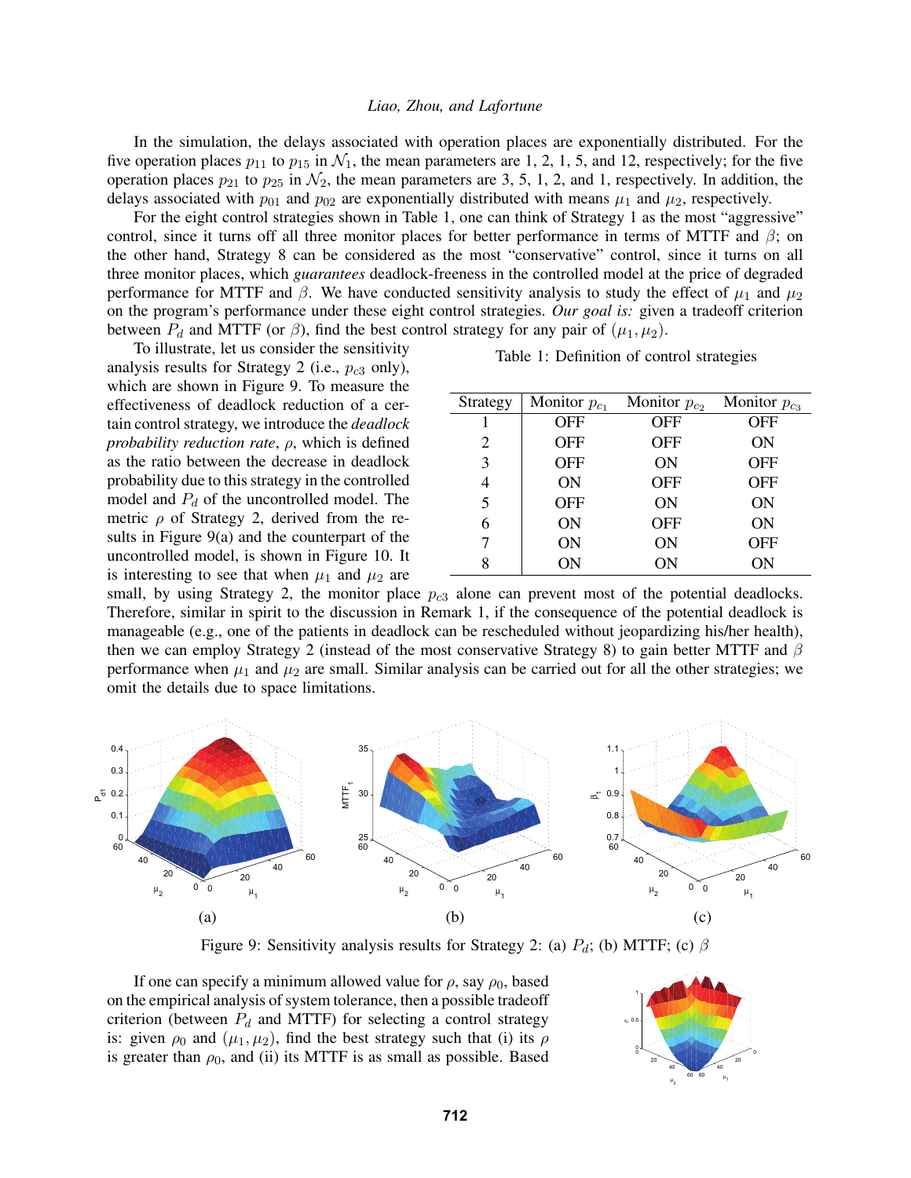In the simulation, the delays associated with operation places are exponentially distributed. For the five operation places $p_{11}$ to $p_{15}$ in $\mathcal{N}_1$, the mean parameters are 1, 2, 1, 5, and 12, respectively; for the five operation places $p_{21}$ to $p_{25}$ in $\mathcal{N}_2$, the mean parameters are 3, 5, 1, 2, and 1, respectively. In addition, the delays associated with $p_{01}$ and $p_{02}$ are exponentially distributed with means $\mu_1$ and $\mu_2$, respectively.

For the eight control strategies shown in Table 1, one can think of Strategy 1 as the most "aggressive" control, since it turns off all three monitor places for better performance in terms of MTTF and $\beta$; on the other hand, Strategy 8 can be considered as the most "conservative" control, since it turns on all three monitor places, which *guarantees* deadlock-freeness in the controlled model at the price of degraded performance for MTTF and $\beta$. We have conducted sensitivity analysis to study the effect of $\mu_1$ and $\mu_2$ on the program's performance under these eight control strategies. *Our goal is:* given a tradeoff criterion between $P_d$ and MTTF (or $\beta$), find the best control strategy for any pair of $(\mu_1, \mu_2)$.

To illustrate, let us consider the sensitivity analysis results for Strategy 2 (i.e., $p_{c3}$ only), which are shown in Figure 9. To measure the effectiveness of deadlock reduction of a certain control strategy, we introduce the *deadlock probability reduction rate*, $\rho$, which is defined as the ratio between the decrease in deadlock probability due to this strategy in the controlled model and $P_d$ of the uncontrolled model. The metric $\rho$ of Strategy 2, derived from the results in Figure 9(a) and the counterpart of the uncontrolled model, is shown in Figure 10. It is interesting to see that when $\mu_1$ and $\mu_2$ are small, by using Strategy 2, the monitor place $p_{c3}$ alone can prevent most of the potential deadlocks. Therefore, similar in spirit to the discussion in Remark 1, if the consequence of the potential deadlock is manageable (e.g., one of the patients in deadlock can be rescheduled without jeopardizing his/her health), then we can employ Strategy 2 (instead of the most conservative Strategy 8) to gain better MTTF and $\beta$ performance when $\mu_1$ and $\mu_2$ are small. Similar analysis can be carried out for all the other strategies; we omit the details due to space limitations.

Table 1: Definition of control strategies

| Strategy | Monitor $p_{c_1}$ | Monitor $p_{c_2}$ | Monitor $p_{c_3}$ |
|---|---|---|---|
| 1 | OFF | OFF | OFF |
| 2 | OFF | OFF | ON |
| 3 | OFF | ON | OFF |
| 4 | ON | OFF | OFF |
| 5 | OFF | ON | ON |
| 6 | ON | OFF | ON |
| 7 | ON | ON | OFF |
| 8 | ON | ON | ON |

Figure 9: Sensitivity analysis results for Strategy 2: (a) $P_d$; (b) MTTF; (c) $\beta$

If one can specify a minimum allowed value for $\rho$, say $\rho_0$, based on the empirical analysis of system tolerance, then a possible tradeoff criterion (between $P_d$ and MTTF) for selecting a control strategy is: given $\rho_0$ and $(\mu_1, \mu_2)$, find the best strategy such that (i) its $\rho$ is greater than $\rho_0$, and (ii) its MTTF is as small as possible. Based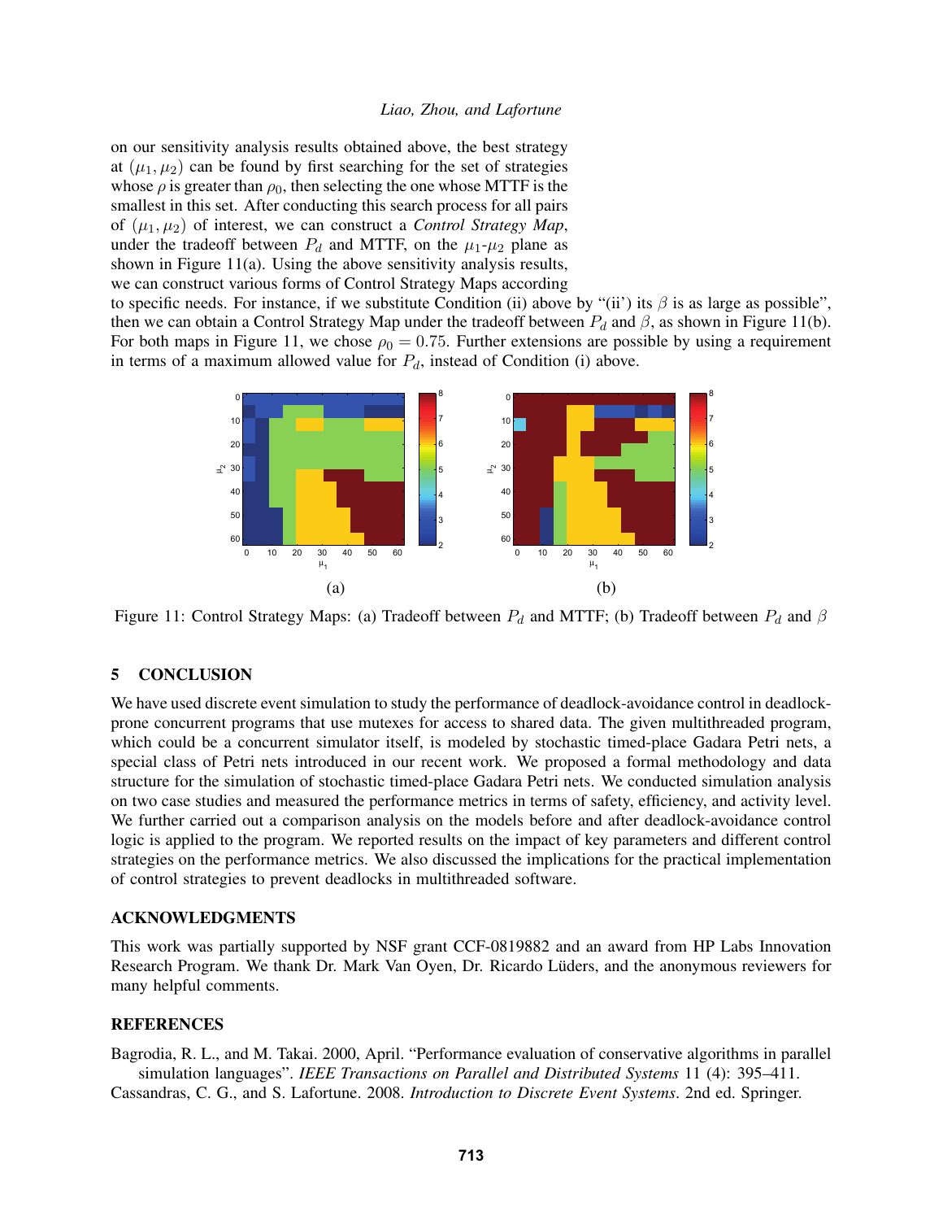on our sensitivity analysis results obtained above, the best strategy at $(\mu_1, \mu_2)$ can be found by first searching for the set of strategies whose $\rho$ is greater than $\rho_0$, then selecting the one whose MTTF is the smallest in this set. After conducting this search process for all pairs of $(\mu_1, \mu_2)$ of interest, we can construct a *Control Strategy Map*, under the tradeoff between $P_d$ and MTTF, on the $\mu_1$-$\mu_2$ plane as shown in Figure 11(a). Using the above sensitivity analysis results, we can construct various forms of Control Strategy Maps according to specific needs. For instance, if we substitute Condition (ii) above by "(ii') its $\beta$ is as large as possible", then we can obtain a Control Strategy Map under the tradeoff between $P_d$ and $\beta$, as shown in Figure 11(b). For both maps in Figure 11, we chose $\rho_0 = 0.75$. Further extensions are possible by using a requirement in terms of a maximum allowed value for $P_d$, instead of Condition (i) above.

Figure 11: Control Strategy Maps: (a) Tradeoff between $P_d$ and MTTF; (b) Tradeoff between $P_d$ and $\beta$

## 5 CONCLUSION

We have used discrete event simulation to study the performance of deadlock-avoidance control in deadlock-prone concurrent programs that use mutexes for access to shared data. The given multithreaded program, which could be a concurrent simulator itself, is modeled by stochastic timed-place Gadara Petri nets, a special class of Petri nets introduced in our recent work. We proposed a formal methodology and data structure for the simulation of stochastic timed-place Gadara Petri nets. We conducted simulation analysis on two case studies and measured the performance metrics in terms of safety, efficiency, and activity level. We further carried out a comparison analysis on the models before and after deadlock-avoidance control logic is applied to the program. We reported results on the impact of key parameters and different control strategies on the performance metrics. We also discussed the implications for the practical implementation of control strategies to prevent deadlocks in multithreaded software.

## ACKNOWLEDGMENTS

This work was partially supported by NSF grant CCF-0819882 and an award from HP Labs Innovation Research Program. We thank Dr. Mark Van Oyen, Dr. Ricardo Lüders, and the anonymous reviewers for many helpful comments.

## REFERENCES

Bagrodia, R. L., and M. Takai. 2000, April. "Performance evaluation of conservative algorithms in parallel simulation languages". *IEEE Transactions on Parallel and Distributed Systems* 11 (4): 395–411.

Cassandras, C. G., and S. Lafortune. 2008. *Introduction to Discrete Event Systems*. 2nd ed. Springer.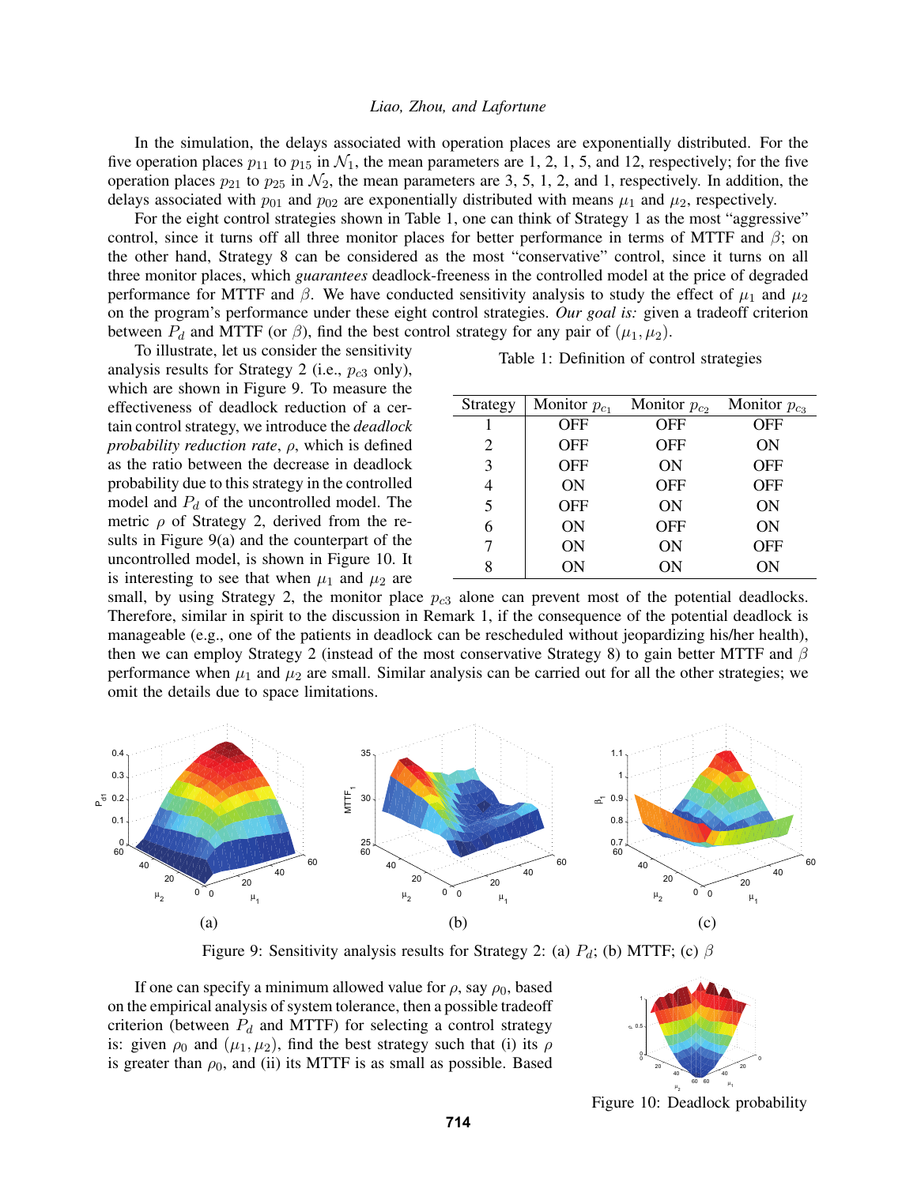In the simulation, the delays associated with operation places are exponentially distributed. For the five operation places $p_{11}$ to $p_{15}$ in $\mathcal{N}_1$, the mean parameters are 1, 2, 1, 5, and 12, respectively; for the five operation places $p_{21}$ to $p_{25}$ in $\mathcal{N}_2$, the mean parameters are 3, 5, 1, 2, and 1, respectively. In addition, the delays associated with $p_{01}$ and $p_{02}$ are exponentially distributed with means $\mu_1$ and $\mu_2$, respectively.

For the eight control strategies shown in Table 1, one can think of Strategy 1 as the most "aggressive" control, since it turns off all three monitor places for better performance in terms of MTTF and $\beta$; on the other hand, Strategy 8 can be considered as the most "conservative" control, since it turns on all three monitor places, which *guarantees* deadlock-freeness in the controlled model at the price of degraded performance for MTTF and $\beta$. We have conducted sensitivity analysis to study the effect of $\mu_1$ and $\mu_2$ on the program's performance under these eight control strategies. *Our goal is:* given a tradeoff criterion between $P_d$ and MTTF (or $\beta$), find the best control strategy for any pair of $(\mu_1, \mu_2)$.

Table 1: Definition of control strategies

| Strategy | Monitor $p_{c_1}$ | Monitor $p_{c_2}$ | Monitor $p_{c_3}$ |
|---|---|---|---|
| 1 | OFF | OFF | OFF |
| 2 | OFF | OFF | ON |
| 3 | OFF | ON | OFF |
| 4 | ON | OFF | OFF |
| 5 | OFF | ON | ON |
| 6 | ON | OFF | ON |
| 7 | ON | ON | OFF |
| 8 | ON | ON | ON |

To illustrate, let us consider the sensitivity analysis results for Strategy 2 (i.e., $p_{c3}$ only), which are shown in Figure 9. To measure the effectiveness of deadlock reduction of a certain control strategy, we introduce the *deadlock probability reduction rate*, $\rho$, which is defined as the ratio between the decrease in deadlock probability due to this strategy in the controlled model and $P_d$ of the uncontrolled model. The metric $\rho$ of Strategy 2, derived from the results in Figure 9(a) and the counterpart of the uncontrolled model, is shown in Figure 10. It is interesting to see that when $\mu_1$ and $\mu_2$ are small, by using Strategy 2, the monitor place $p_{c3}$ alone can prevent most of the potential deadlocks. Therefore, similar in spirit to the discussion in Remark 1, if the consequence of the potential deadlock is manageable (e.g., one of the patients in deadlock can be rescheduled without jeopardizing his/her health), then we can employ Strategy 2 (instead of the most conservative Strategy 8) to gain better MTTF and $\beta$ performance when $\mu_1$ and $\mu_2$ are small. Similar analysis can be carried out for all the other strategies; we omit the details due to space limitations.

(a) (b) (c)

Figure 9: Sensitivity analysis results for Strategy 2: (a) $P_d$; (b) MTTF; (c) $\beta$

If one can specify a minimum allowed value for $\rho$, say $\rho_0$, based on the empirical analysis of system tolerance, then a possible tradeoff criterion (between $P_d$ and MTTF) for selecting a control strategy is: given $\rho_0$ and $(\mu_1, \mu_2)$, find the best strategy such that (i) its $\rho$ is greater than $\rho_0$, and (ii) its MTTF is as small as possible. Based

Figure 10: Deadlock probability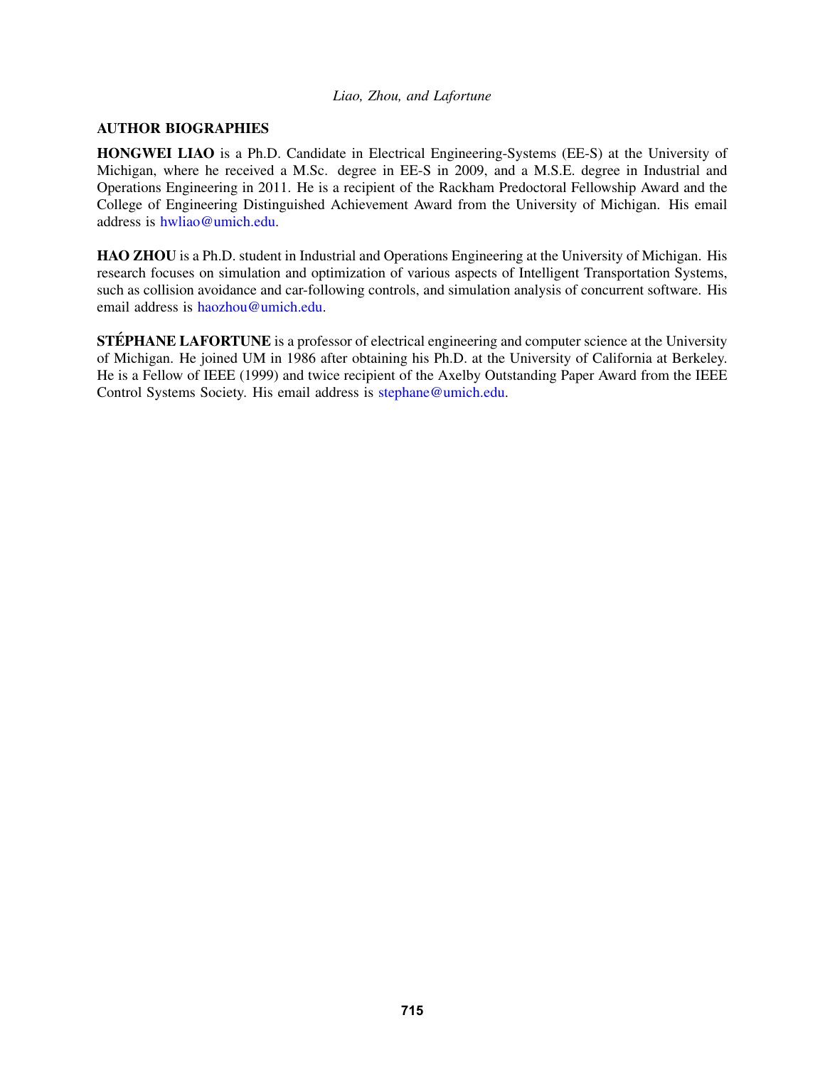## AUTHOR BIOGRAPHIES

**HONGWEI LIAO** is a Ph.D. Candidate in Electrical Engineering-Systems (EE-S) at the University of Michigan, where he received a M.Sc. degree in EE-S in 2009, and a M.S.E. degree in Industrial and Operations Engineering in 2011. He is a recipient of the Rackham Predoctoral Fellowship Award and the College of Engineering Distinguished Achievement Award from the University of Michigan. His email address is hwliao@umich.edu.

**HAO ZHOU** is a Ph.D. student in Industrial and Operations Engineering at the University of Michigan. His research focuses on simulation and optimization of various aspects of Intelligent Transportation Systems, such as collision avoidance and car-following controls, and simulation analysis of concurrent software. His email address is haozhou@umich.edu.

**STÉPHANE LAFORTUNE** is a professor of electrical engineering and computer science at the University of Michigan. He joined UM in 1986 after obtaining his Ph.D. at the University of California at Berkeley. He is a Fellow of IEEE (1999) and twice recipient of the Axelby Outstanding Paper Award from the IEEE Control Systems Society. His email address is stephane@umich.edu.